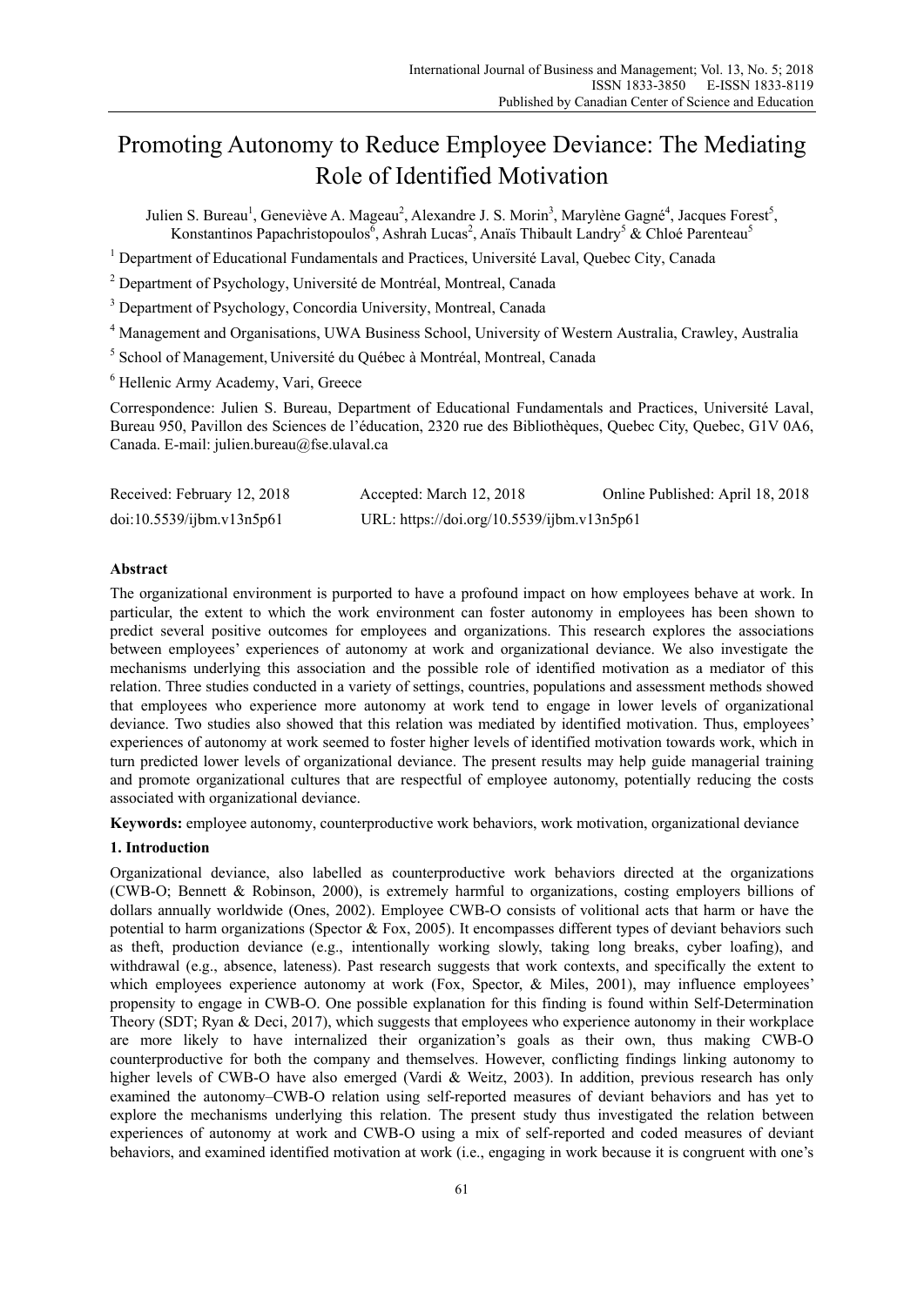# Promoting Autonomy to Reduce Employee Deviance: The Mediating Role of Identified Motivation

Julien S. Bureau[1], Geneviève A. Mageau[2], Alexandre J. S. Morin[3], Marylène Gagné[4], Jacques Forest[5], Konstantinos Papachristopoulos[6], Ashrah Lucas[2], Anaïs Thibault Landry[5] & Chloé Parenteau[5]

[1] Department of Educational Fundamentals and Practices, Université Laval, Quebec City, Canada

[2] Department of Psychology, Université de Montréal, Montreal, Canada

[3] Department of Psychology, Concordia University, Montreal, Canada

[4] Management and Organisations, UWA Business School, University of Western Australia, Crawley, Australia

[5] School of Management, Université du Québec à Montréal, Montreal, Canada

[6] Hellenic Army Academy, Vari, Greece

Correspondence: Julien S. Bureau, Department of Educational Fundamentals and Practices, Université Laval, Bureau 950, Pavillon des Sciences de l'éducation, 2320 rue des Bibliothèques, Quebec City, Quebec, G1V 0A6, Canada. E-mail: julien.bureau@fse.ulaval.ca

| Received: February 12, 2018 | Accepted: March 12, 2018 | Online Published: April 18, 2018 |
|---|---|---|
| doi:10.5539/ijbm.v13n5p61 | URL: https://doi.org/10.5539/ijbm.v13n5p61 | |

## Abstract

The organizational environment is purported to have a profound impact on how employees behave at work. In particular, the extent to which the work environment can foster autonomy in employees has been shown to predict several positive outcomes for employees and organizations. This research explores the associations between employees' experiences of autonomy at work and organizational deviance. We also investigate the mechanisms underlying this association and the possible role of identified motivation as a mediator of this relation. Three studies conducted in a variety of settings, countries, populations and assessment methods showed that employees who experience more autonomy at work tend to engage in lower levels of organizational deviance. Two studies also showed that this relation was mediated by identified motivation. Thus, employees' experiences of autonomy at work seemed to foster higher levels of identified motivation towards work, which in turn predicted lower levels of organizational deviance. The present results may help guide managerial training and promote organizational cultures that are respectful of employee autonomy, potentially reducing the costs associated with organizational deviance.

**Keywords:** employee autonomy, counterproductive work behaviors, work motivation, organizational deviance

## 1. Introduction

Organizational deviance, also labelled as counterproductive work behaviors directed at the organizations (CWB-O; Bennett & Robinson, 2000), is extremely harmful to organizations, costing employers billions of dollars annually worldwide (Ones, 2002). Employee CWB-O consists of volitional acts that harm or have the potential to harm organizations (Spector & Fox, 2005). It encompasses different types of deviant behaviors such as theft, production deviance (e.g., intentionally working slowly, taking long breaks, cyber loafing), and withdrawal (e.g., absence, lateness). Past research suggests that work contexts, and specifically the extent to which employees experience autonomy at work (Fox, Spector, & Miles, 2001), may influence employees' propensity to engage in CWB-O. One possible explanation for this finding is found within Self-Determination Theory (SDT; Ryan & Deci, 2017), which suggests that employees who experience autonomy in their workplace are more likely to have internalized their organization's goals as their own, thus making CWB-O counterproductive for both the company and themselves. However, conflicting findings linking autonomy to higher levels of CWB-O have also emerged (Vardi & Weitz, 2003). In addition, previous research has only examined the autonomy–CWB-O relation using self-reported measures of deviant behaviors and has yet to explore the mechanisms underlying this relation. The present study thus investigated the relation between experiences of autonomy at work and CWB-O using a mix of self-reported and coded measures of deviant behaviors, and examined identified motivation at work (i.e., engaging in work because it is congruent with one's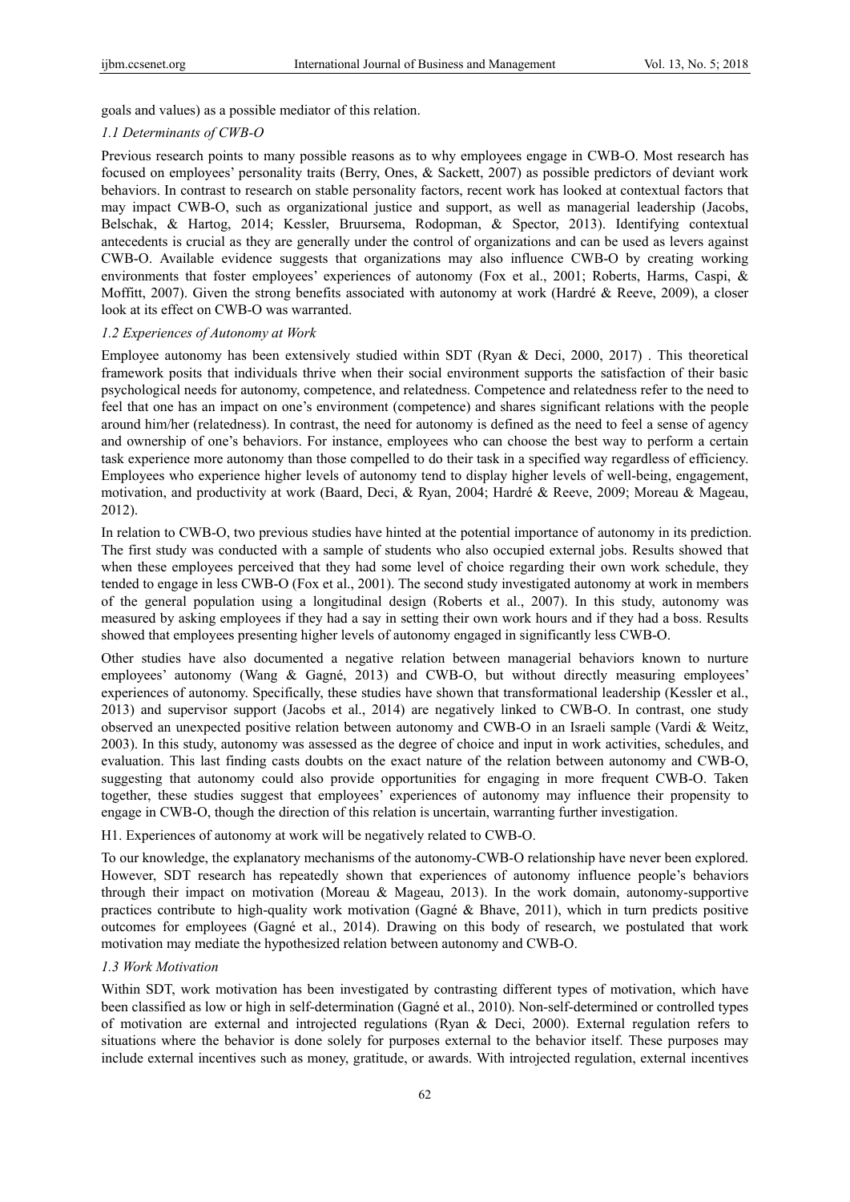goals and values) as a possible mediator of this relation.

### *1.1 Determinants of CWB-O*

Previous research points to many possible reasons as to why employees engage in CWB-O. Most research has focused on employees' personality traits (Berry, Ones, & Sackett, 2007) as possible predictors of deviant work behaviors. In contrast to research on stable personality factors, recent work has looked at contextual factors that may impact CWB-O, such as organizational justice and support, as well as managerial leadership (Jacobs, Belschak, & Hartog, 2014; Kessler, Bruursema, Rodopman, & Spector, 2013). Identifying contextual antecedents is crucial as they are generally under the control of organizations and can be used as levers against CWB-O. Available evidence suggests that organizations may also influence CWB-O by creating working environments that foster employees' experiences of autonomy (Fox et al., 2001; Roberts, Harms, Caspi, & Moffitt, 2007). Given the strong benefits associated with autonomy at work (Hardré & Reeve, 2009), a closer look at its effect on CWB-O was warranted.

### *1.2 Experiences of Autonomy at Work*

Employee autonomy has been extensively studied within SDT (Ryan & Deci, 2000, 2017) . This theoretical framework posits that individuals thrive when their social environment supports the satisfaction of their basic psychological needs for autonomy, competence, and relatedness. Competence and relatedness refer to the need to feel that one has an impact on one's environment (competence) and shares significant relations with the people around him/her (relatedness). In contrast, the need for autonomy is defined as the need to feel a sense of agency and ownership of one's behaviors. For instance, employees who can choose the best way to perform a certain task experience more autonomy than those compelled to do their task in a specified way regardless of efficiency. Employees who experience higher levels of autonomy tend to display higher levels of well-being, engagement, motivation, and productivity at work (Baard, Deci, & Ryan, 2004; Hardré & Reeve, 2009; Moreau & Mageau, 2012).

In relation to CWB-O, two previous studies have hinted at the potential importance of autonomy in its prediction. The first study was conducted with a sample of students who also occupied external jobs. Results showed that when these employees perceived that they had some level of choice regarding their own work schedule, they tended to engage in less CWB-O (Fox et al., 2001). The second study investigated autonomy at work in members of the general population using a longitudinal design (Roberts et al., 2007). In this study, autonomy was measured by asking employees if they had a say in setting their own work hours and if they had a boss. Results showed that employees presenting higher levels of autonomy engaged in significantly less CWB-O.

Other studies have also documented a negative relation between managerial behaviors known to nurture employees' autonomy (Wang & Gagné, 2013) and CWB-O, but without directly measuring employees' experiences of autonomy. Specifically, these studies have shown that transformational leadership (Kessler et al., 2013) and supervisor support (Jacobs et al., 2014) are negatively linked to CWB-O. In contrast, one study observed an unexpected positive relation between autonomy and CWB-O in an Israeli sample (Vardi & Weitz, 2003). In this study, autonomy was assessed as the degree of choice and input in work activities, schedules, and evaluation. This last finding casts doubts on the exact nature of the relation between autonomy and CWB-O, suggesting that autonomy could also provide opportunities for engaging in more frequent CWB-O. Taken together, these studies suggest that employees' experiences of autonomy may influence their propensity to engage in CWB-O, though the direction of this relation is uncertain, warranting further investigation.

H1. Experiences of autonomy at work will be negatively related to CWB-O.

To our knowledge, the explanatory mechanisms of the autonomy-CWB-O relationship have never been explored. However, SDT research has repeatedly shown that experiences of autonomy influence people's behaviors through their impact on motivation (Moreau & Mageau, 2013). In the work domain, autonomy-supportive practices contribute to high-quality work motivation (Gagné & Bhave, 2011), which in turn predicts positive outcomes for employees (Gagné et al., 2014). Drawing on this body of research, we postulated that work motivation may mediate the hypothesized relation between autonomy and CWB-O.

### *1.3 Work Motivation*

Within SDT, work motivation has been investigated by contrasting different types of motivation, which have been classified as low or high in self-determination (Gagné et al., 2010). Non-self-determined or controlled types of motivation are external and introjected regulations (Ryan & Deci, 2000). External regulation refers to situations where the behavior is done solely for purposes external to the behavior itself. These purposes may include external incentives such as money, gratitude, or awards. With introjected regulation, external incentives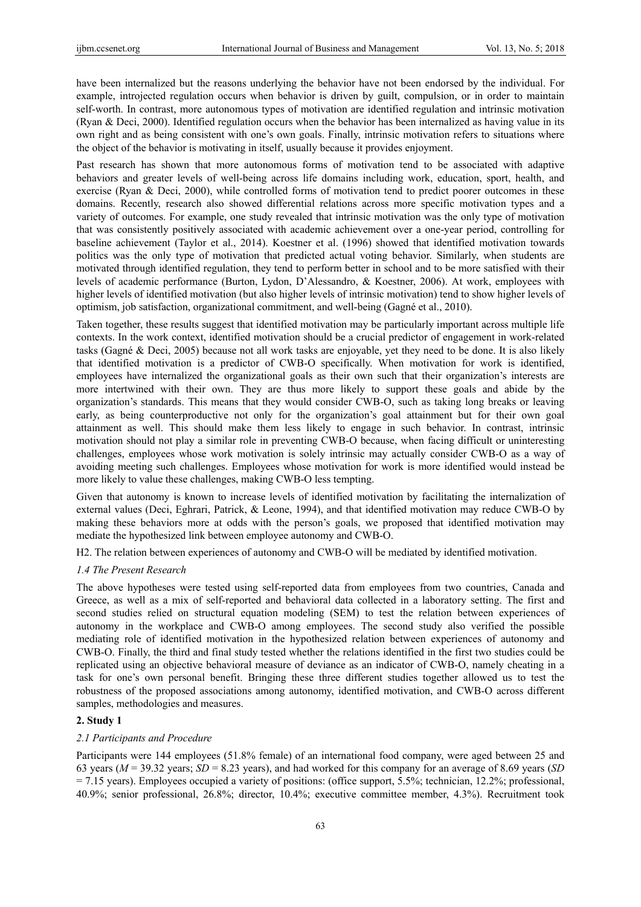have been internalized but the reasons underlying the behavior have not been endorsed by the individual. For example, introjected regulation occurs when behavior is driven by guilt, compulsion, or in order to maintain self-worth. In contrast, more autonomous types of motivation are identified regulation and intrinsic motivation (Ryan & Deci, 2000). Identified regulation occurs when the behavior has been internalized as having value in its own right and as being consistent with one's own goals. Finally, intrinsic motivation refers to situations where the object of the behavior is motivating in itself, usually because it provides enjoyment.

Past research has shown that more autonomous forms of motivation tend to be associated with adaptive behaviors and greater levels of well-being across life domains including work, education, sport, health, and exercise (Ryan & Deci, 2000), while controlled forms of motivation tend to predict poorer outcomes in these domains. Recently, research also showed differential relations across more specific motivation types and a variety of outcomes. For example, one study revealed that intrinsic motivation was the only type of motivation that was consistently positively associated with academic achievement over a one-year period, controlling for baseline achievement (Taylor et al., 2014). Koestner et al. (1996) showed that identified motivation towards politics was the only type of motivation that predicted actual voting behavior. Similarly, when students are motivated through identified regulation, they tend to perform better in school and to be more satisfied with their levels of academic performance (Burton, Lydon, D'Alessandro, & Koestner, 2006). At work, employees with higher levels of identified motivation (but also higher levels of intrinsic motivation) tend to show higher levels of optimism, job satisfaction, organizational commitment, and well-being (Gagné et al., 2010).

Taken together, these results suggest that identified motivation may be particularly important across multiple life contexts. In the work context, identified motivation should be a crucial predictor of engagement in work-related tasks (Gagné & Deci, 2005) because not all work tasks are enjoyable, yet they need to be done. It is also likely that identified motivation is a predictor of CWB-O specifically. When motivation for work is identified, employees have internalized the organizational goals as their own such that their organization's interests are more intertwined with their own. They are thus more likely to support these goals and abide by the organization's standards. This means that they would consider CWB-O, such as taking long breaks or leaving early, as being counterproductive not only for the organization's goal attainment but for their own goal attainment as well. This should make them less likely to engage in such behavior. In contrast, intrinsic motivation should not play a similar role in preventing CWB-O because, when facing difficult or uninteresting challenges, employees whose work motivation is solely intrinsic may actually consider CWB-O as a way of avoiding meeting such challenges. Employees whose motivation for work is more identified would instead be more likely to value these challenges, making CWB-O less tempting.

Given that autonomy is known to increase levels of identified motivation by facilitating the internalization of external values (Deci, Eghrari, Patrick, & Leone, 1994), and that identified motivation may reduce CWB-O by making these behaviors more at odds with the person's goals, we proposed that identified motivation may mediate the hypothesized link between employee autonomy and CWB-O.

H2. The relation between experiences of autonomy and CWB-O will be mediated by identified motivation.

### *1.4 The Present Research*

The above hypotheses were tested using self-reported data from employees from two countries, Canada and Greece, as well as a mix of self-reported and behavioral data collected in a laboratory setting. The first and second studies relied on structural equation modeling (SEM) to test the relation between experiences of autonomy in the workplace and CWB-O among employees. The second study also verified the possible mediating role of identified motivation in the hypothesized relation between experiences of autonomy and CWB-O. Finally, the third and final study tested whether the relations identified in the first two studies could be replicated using an objective behavioral measure of deviance as an indicator of CWB-O, namely cheating in a task for one's own personal benefit. Bringing these three different studies together allowed us to test the robustness of the proposed associations among autonomy, identified motivation, and CWB-O across different samples, methodologies and measures.

## **2. Study 1**

### *2.1 Participants and Procedure*

Participants were 144 employees (51.8% female) of an international food company, were aged between 25 and 63 years ($M$ = 39.32 years; $SD$ = 8.23 years), and had worked for this company for an average of 8.69 years ($SD$ = 7.15 years). Employees occupied a variety of positions: (office support, 5.5%; technician, 12.2%; professional, 40.9%; senior professional, 26.8%; director, 10.4%; executive committee member, 4.3%). Recruitment took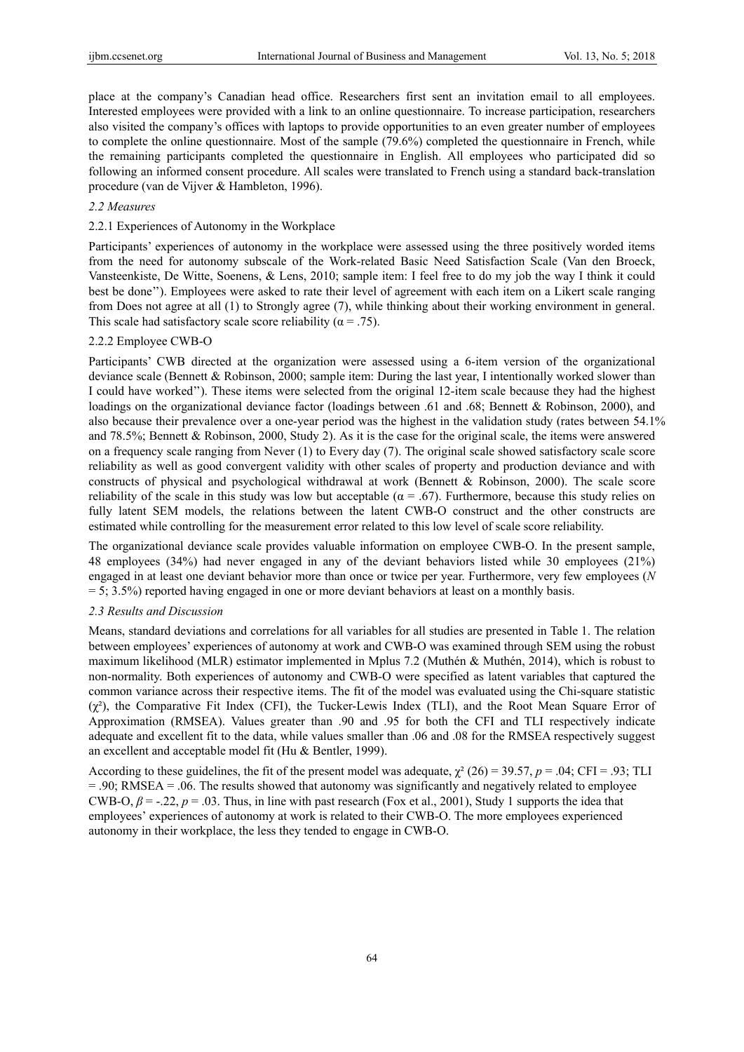place at the company's Canadian head office. Researchers first sent an invitation email to all employees. Interested employees were provided with a link to an online questionnaire. To increase participation, researchers also visited the company's offices with laptops to provide opportunities to an even greater number of employees to complete the online questionnaire. Most of the sample (79.6%) completed the questionnaire in French, while the remaining participants completed the questionnaire in English. All employees who participated did so following an informed consent procedure. All scales were translated to French using a standard back-translation procedure (van de Vijver & Hambleton, 1996).

### *2.2 Measures*

#### 2.2.1 Experiences of Autonomy in the Workplace

Participants' experiences of autonomy in the workplace were assessed using the three positively worded items from the need for autonomy subscale of the Work-related Basic Need Satisfaction Scale (Van den Broeck, Vansteenkiste, De Witte, Soenens, & Lens, 2010; sample item: I feel free to do my job the way I think it could best be done''). Employees were asked to rate their level of agreement with each item on a Likert scale ranging from Does not agree at all (1) to Strongly agree (7), while thinking about their working environment in general. This scale had satisfactory scale score reliability ($\alpha = .75$).

#### 2.2.2 Employee CWB-O

Participants' CWB directed at the organization were assessed using a 6-item version of the organizational deviance scale (Bennett & Robinson, 2000; sample item: During the last year, I intentionally worked slower than I could have worked''). These items were selected from the original 12-item scale because they had the highest loadings on the organizational deviance factor (loadings between .61 and .68; Bennett & Robinson, 2000), and also because their prevalence over a one-year period was the highest in the validation study (rates between 54.1% and 78.5%; Bennett & Robinson, 2000, Study 2). As it is the case for the original scale, the items were answered on a frequency scale ranging from Never (1) to Every day (7). The original scale showed satisfactory scale score reliability as well as good convergent validity with other scales of property and production deviance and with constructs of physical and psychological withdrawal at work (Bennett & Robinson, 2000). The scale score reliability of the scale in this study was low but acceptable ($\alpha = .67$). Furthermore, because this study relies on fully latent SEM models, the relations between the latent CWB-O construct and the other constructs are estimated while controlling for the measurement error related to this low level of scale score reliability.

The organizational deviance scale provides valuable information on employee CWB-O. In the present sample, 48 employees (34%) had never engaged in any of the deviant behaviors listed while 30 employees (21%) engaged in at least one deviant behavior more than once or twice per year. Furthermore, very few employees ($N = 5$; 3.5%) reported having engaged in one or more deviant behaviors at least on a monthly basis.

### *2.3 Results and Discussion*

Means, standard deviations and correlations for all variables for all studies are presented in Table 1. The relation between employees' experiences of autonomy at work and CWB-O was examined through SEM using the robust maximum likelihood (MLR) estimator implemented in Mplus 7.2 (Muthén & Muthén, 2014), which is robust to non-normality. Both experiences of autonomy and CWB-O were specified as latent variables that captured the common variance across their respective items. The fit of the model was evaluated using the Chi-square statistic ($\chi^2$), the Comparative Fit Index (CFI), the Tucker-Lewis Index (TLI), and the Root Mean Square Error of Approximation (RMSEA). Values greater than .90 and .95 for both the CFI and TLI respectively indicate adequate and excellent fit to the data, while values smaller than .06 and .08 for the RMSEA respectively suggest an excellent and acceptable model fit (Hu & Bentler, 1999).

According to these guidelines, the fit of the present model was adequate, $\chi^2$ (26) = 39.57, $p = .04$; CFI = .93; TLI = .90; RMSEA = .06. The results showed that autonomy was significantly and negatively related to employee CWB-O, $\beta = -.22$, $p = .03$. Thus, in line with past research (Fox et al., 2001), Study 1 supports the idea that employees' experiences of autonomy at work is related to their CWB-O. The more employees experienced autonomy in their workplace, the less they tended to engage in CWB-O.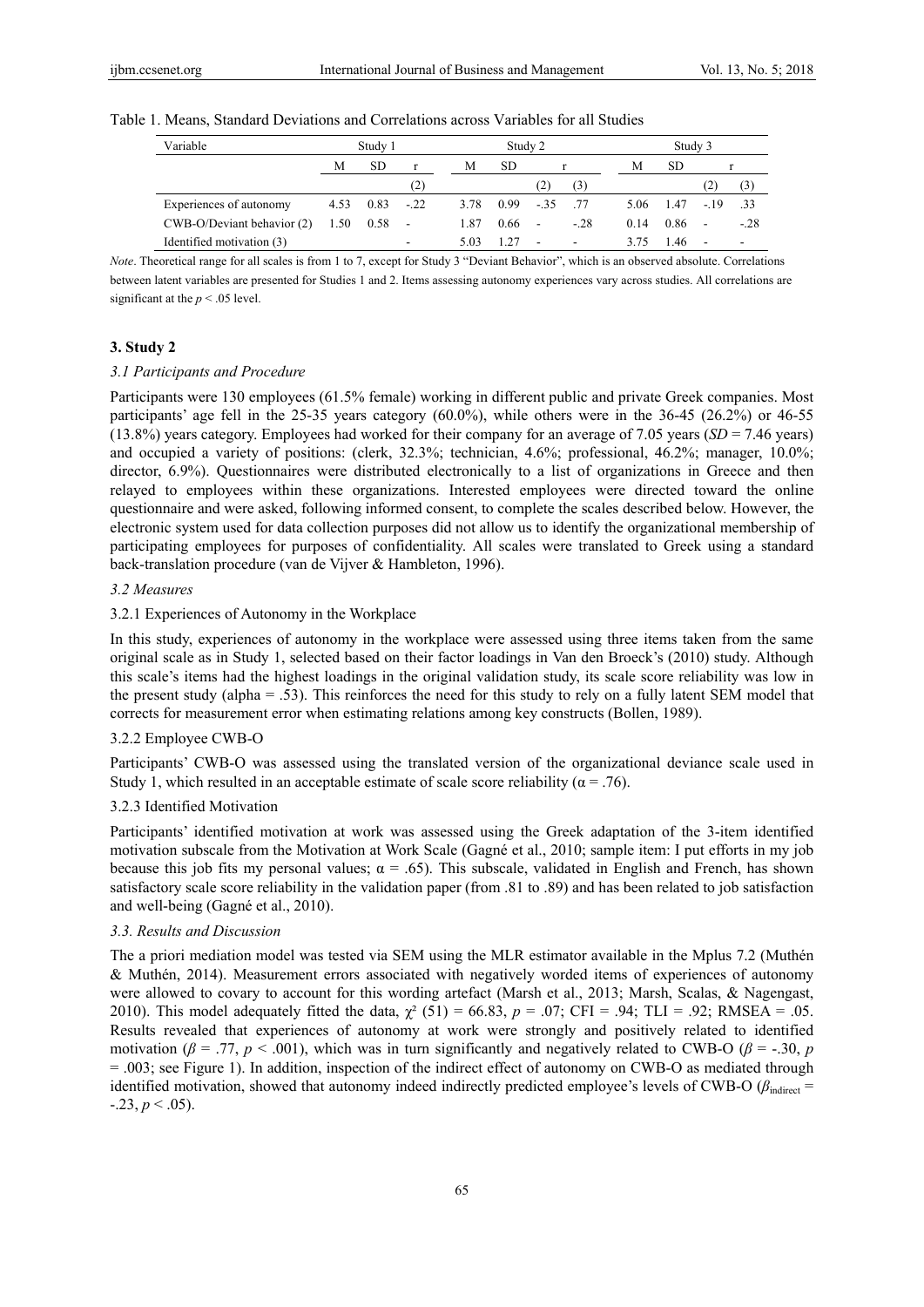Table 1. Means, Standard Deviations and Correlations across Variables for all Studies

| Variable | Study 1 | | | Study 2 | | | | Study 3 | | | |
|---|---|---|---|---|---|---|---|---|---|---|---|
| | M | SD | r | M | SD | r | | M | SD | r | |
| | | | (2) | | | (2) | (3) | | | (2) | (3) |
| Experiences of autonomy | 4.53 | 0.83 | -.22 | 3.78 | 0.99 | -.35 | .77 | 5.06 | 1.47 | -.19 | .33 |
| CWB-O/Deviant behavior (2) | 1.50 | 0.58 | - | 1.87 | 0.66 | - | -.28 | 0.14 | 0.86 | - | -.28 |
| Identified motivation (3) | | | - | 5.03 | 1.27 | - | - | 3.75 | 1.46 | - | - |

*Note*. Theoretical range for all scales is from 1 to 7, except for Study 3 "Deviant Behavior", which is an observed absolute. Correlations between latent variables are presented for Studies 1 and 2. Items assessing autonomy experiences vary across studies. All correlations are significant at the $p < .05$ level.

## 3. Study 2

### 3.1 Participants and Procedure

Participants were 130 employees (61.5% female) working in different public and private Greek companies. Most participants' age fell in the 25-35 years category (60.0%), while others were in the 36-45 (26.2%) or 46-55 (13.8%) years category. Employees had worked for their company for an average of 7.05 years ($SD$ = 7.46 years) and occupied a variety of positions: (clerk, 32.3%; technician, 4.6%; professional, 46.2%; manager, 10.0%; director, 6.9%). Questionnaires were distributed electronically to a list of organizations in Greece and then relayed to employees within these organizations. Interested employees were directed toward the online questionnaire and were asked, following informed consent, to complete the scales described below. However, the electronic system used for data collection purposes did not allow us to identify the organizational membership of participating employees for purposes of confidentiality. All scales were translated to Greek using a standard back-translation procedure (van de Vijver & Hambleton, 1996).

### 3.2 Measures

#### 3.2.1 Experiences of Autonomy in the Workplace

In this study, experiences of autonomy in the workplace were assessed using three items taken from the same original scale as in Study 1, selected based on their factor loadings in Van den Broeck's (2010) study. Although this scale's items had the highest loadings in the original validation study, its scale score reliability was low in the present study (alpha = .53). This reinforces the need for this study to rely on a fully latent SEM model that corrects for measurement error when estimating relations among key constructs (Bollen, 1989).

#### 3.2.2 Employee CWB-O

Participants' CWB-O was assessed using the translated version of the organizational deviance scale used in Study 1, which resulted in an acceptable estimate of scale score reliability ($\alpha = .76$).

#### 3.2.3 Identified Motivation

Participants' identified motivation at work was assessed using the Greek adaptation of the 3-item identified motivation subscale from the Motivation at Work Scale (Gagné et al., 2010; sample item: I put efforts in my job because this job fits my personal values; $\alpha = .65$). This subscale, validated in English and French, has shown satisfactory scale score reliability in the validation paper (from .81 to .89) and has been related to job satisfaction and well-being (Gagné et al., 2010).

### 3.3. Results and Discussion

The a priori mediation model was tested via SEM using the MLR estimator available in the Mplus 7.2 (Muthén & Muthén, 2014). Measurement errors associated with negatively worded items of experiences of autonomy were allowed to covary to account for this wording artefact (Marsh et al., 2013; Marsh, Scalas, & Nagengast, 2010). This model adequately fitted the data, $\chi^2$ (51) = 66.83, $p$ = .07; CFI = .94; TLI = .92; RMSEA = .05. Results revealed that experiences of autonomy at work were strongly and positively related to identified motivation ($\beta = .77$, $p < .001$), which was in turn significantly and negatively related to CWB-O ($\beta = -.30$, $p = .003$; see Figure 1). In addition, inspection of the indirect effect of autonomy on CWB-O as mediated through identified motivation, showed that autonomy indeed indirectly predicted employee's levels of CWB-O ($\beta_{\text{indirect}} = -.23$, $p < .05$).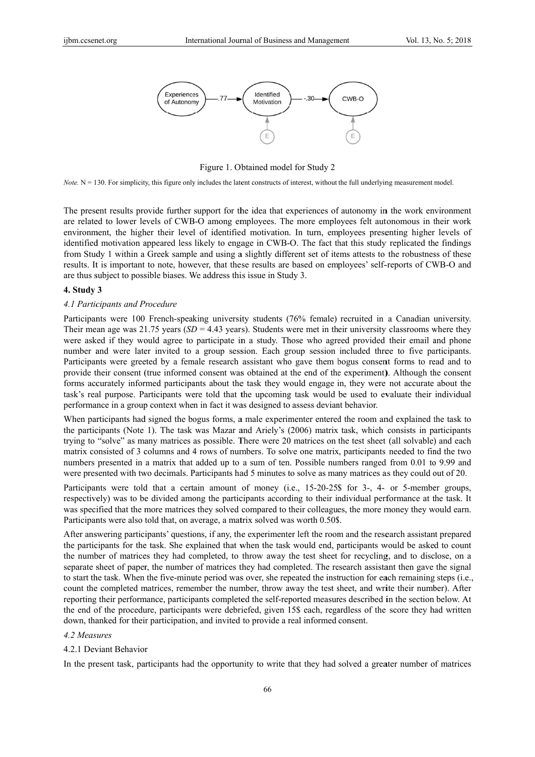Figure 1. Obtained model for Study 2

*Note.* N = 130. For simplicity, this figure only includes the latent constructs of interest, without the full underlying measurement model.

The present results provide further support for the idea that experiences of autonomy in the work environment are related to lower levels of CWB-O among employees. The more employees felt autonomous in their work environment, the higher their level of identified motivation. In turn, employees presenting higher levels of identified motivation appeared less likely to engage in CWB-O. The fact that this study replicated the findings from Study 1 within a Greek sample and using a slightly different set of items attests to the robustness of these results. It is important to note, however, that these results are based on employees' self-reports of CWB-O and are thus subject to possible biases. We address this issue in Study 3.

## 4. Study 3

### *4.1 Participants and Procedure*

Participants were 100 French-speaking university students (76% female) recruited in a Canadian university. Their mean age was 21.75 years (*SD* = 4.43 years). Students were met in their university classrooms where they were asked if they would agree to participate in a study. Those who agreed provided their email and phone number and were later invited to a group session. Each group session included three to five participants. Participants were greeted by a female research assistant who gave them bogus consent forms to read and to provide their consent (true informed consent was obtained at the end of the experiment). Although the consent forms accurately informed participants about the task they would engage in, they were not accurate about the task's real purpose. Participants were told that the upcoming task would be used to evaluate their individual performance in a group context when in fact it was designed to assess deviant behavior.

When participants had signed the bogus forms, a male experimenter entered the room and explained the task to the participants (Note 1). The task was Mazar and Ariely's (2006) matrix task, which consists in participants trying to "solve" as many matrices as possible. There were 20 matrices on the test sheet (all solvable) and each matrix consisted of 3 columns and 4 rows of numbers. To solve one matrix, participants needed to find the two numbers presented in a matrix that added up to a sum of ten. Possible numbers ranged from 0.01 to 9.99 and were presented with two decimals. Participants had 5 minutes to solve as many matrices as they could out of 20.

Participants were told that a certain amount of money (i.e., 15-20-25$ for 3-, 4- or 5-member groups, respectively) was to be divided among the participants according to their individual performance at the task. It was specified that the more matrices they solved compared to their colleagues, the more money they would earn. Participants were also told that, on average, a matrix solved was worth 0.50$.

After answering participants' questions, if any, the experimenter left the room and the research assistant prepared the participants for the task. She explained that when the task would end, participants would be asked to count the number of matrices they had completed, to throw away the test sheet for recycling, and to disclose, on a separate sheet of paper, the number of matrices they had completed. The research assistant then gave the signal to start the task. When the five-minute period was over, she repeated the instruction for each remaining steps (i.e., count the completed matrices, remember the number, throw away the test sheet, and write their number). After reporting their performance, participants completed the self-reported measures described in the section below. At the end of the procedure, participants were debriefed, given 15$ each, regardless of the score they had written down, thanked for their participation, and invited to provide a real informed consent.

### *4.2 Measures*

#### 4.2.1 Deviant Behavior

In the present task, participants had the opportunity to write that they had solved a greater number of matrices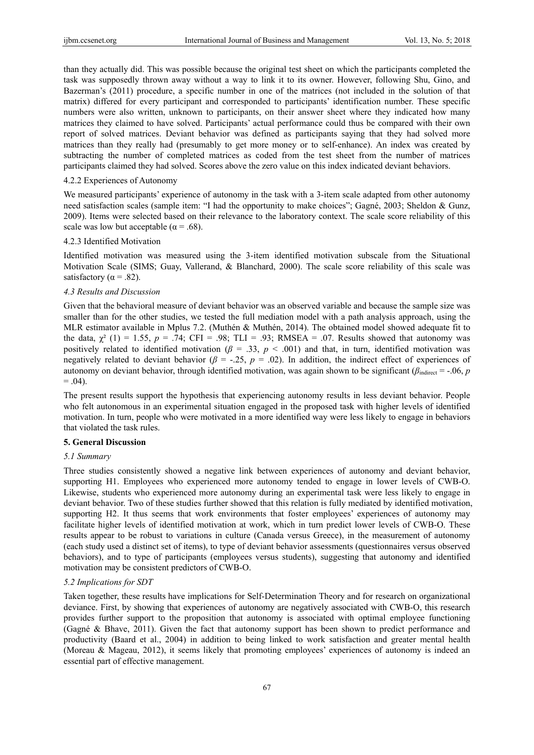than they actually did. This was possible because the original test sheet on which the participants completed the task was supposedly thrown away without a way to link it to its owner. However, following Shu, Gino, and Bazerman's (2011) procedure, a specific number in one of the matrices (not included in the solution of that matrix) differed for every participant and corresponded to participants' identification number. These specific numbers were also written, unknown to participants, on their answer sheet where they indicated how many matrices they claimed to have solved. Participants' actual performance could thus be compared with their own report of solved matrices. Deviant behavior was defined as participants saying that they had solved more matrices than they really had (presumably to get more money or to self-enhance). An index was created by subtracting the number of completed matrices as coded from the test sheet from the number of matrices participants claimed they had solved. Scores above the zero value on this index indicated deviant behaviors.

#### 4.2.2 Experiences of Autonomy

We measured participants' experience of autonomy in the task with a 3-item scale adapted from other autonomy need satisfaction scales (sample item: "I had the opportunity to make choices"; Gagné, 2003; Sheldon & Gunz, 2009). Items were selected based on their relevance to the laboratory context. The scale score reliability of this scale was low but acceptable ($\alpha = .68$).

#### 4.2.3 Identified Motivation

Identified motivation was measured using the 3-item identified motivation subscale from the Situational Motivation Scale (SIMS; Guay, Vallerand, & Blanchard, 2000). The scale score reliability of this scale was satisfactory ($\alpha = .82$).

### *4.3 Results and Discussion*

Given that the behavioral measure of deviant behavior was an observed variable and because the sample size was smaller than for the other studies, we tested the full mediation model with a path analysis approach, using the MLR estimator available in Mplus 7.2. (Muthén & Muthén, 2014). The obtained model showed adequate fit to the data, $\chi^2$ (1) = 1.55, $p = .74$; CFI = .98; TLI = .93; RMSEA = .07. Results showed that autonomy was positively related to identified motivation ($\beta = .33$, $p < .001$) and that, in turn, identified motivation was negatively related to deviant behavior ($\beta = -.25$, $p = .02$). In addition, the indirect effect of experiences of autonomy on deviant behavior, through identified motivation, was again shown to be significant ($\beta_{\text{indirect}} = -.06$, $p = .04$).

The present results support the hypothesis that experiencing autonomy results in less deviant behavior. People who felt autonomous in an experimental situation engaged in the proposed task with higher levels of identified motivation. In turn, people who were motivated in a more identified way were less likely to engage in behaviors that violated the task rules.

## 5. General Discussion

### *5.1 Summary*

Three studies consistently showed a negative link between experiences of autonomy and deviant behavior, supporting H1. Employees who experienced more autonomy tended to engage in lower levels of CWB-O. Likewise, students who experienced more autonomy during an experimental task were less likely to engage in deviant behavior. Two of these studies further showed that this relation is fully mediated by identified motivation, supporting H2. It thus seems that work environments that foster employees' experiences of autonomy may facilitate higher levels of identified motivation at work, which in turn predict lower levels of CWB-O. These results appear to be robust to variations in culture (Canada versus Greece), in the measurement of autonomy (each study used a distinct set of items), to type of deviant behavior assessments (questionnaires versus observed behaviors), and to type of participants (employees versus students), suggesting that autonomy and identified motivation may be consistent predictors of CWB-O.

### *5.2 Implications for SDT*

Taken together, these results have implications for Self-Determination Theory and for research on organizational deviance. First, by showing that experiences of autonomy are negatively associated with CWB-O, this research provides further support to the proposition that autonomy is associated with optimal employee functioning (Gagné & Bhave, 2011). Given the fact that autonomy support has been shown to predict performance and productivity (Baard et al., 2004) in addition to being linked to work satisfaction and greater mental health (Moreau & Mageau, 2012), it seems likely that promoting employees' experiences of autonomy is indeed an essential part of effective management.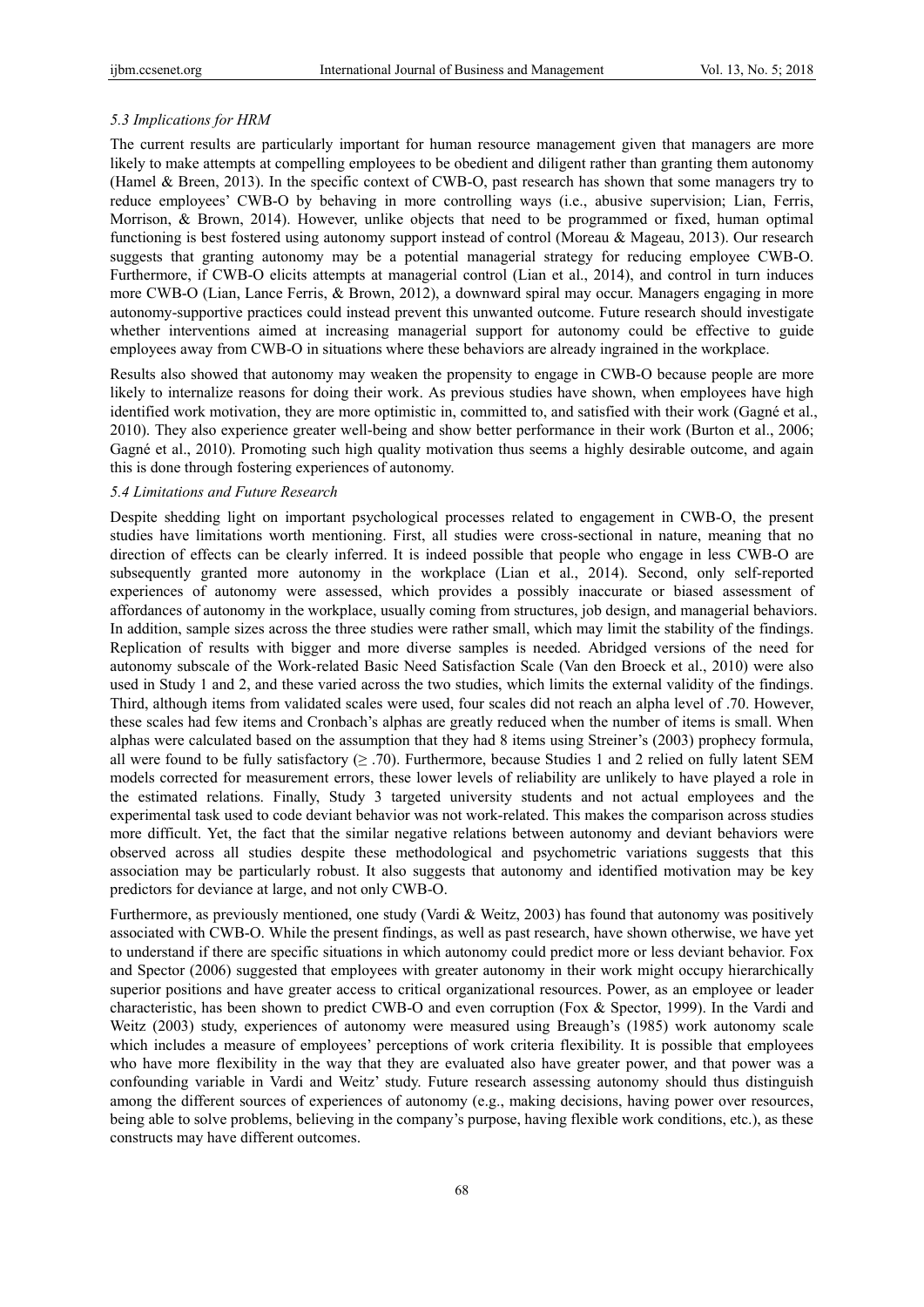### *5.3 Implications for HRM*

The current results are particularly important for human resource management given that managers are more likely to make attempts at compelling employees to be obedient and diligent rather than granting them autonomy (Hamel & Breen, 2013). In the specific context of CWB-O, past research has shown that some managers try to reduce employees' CWB-O by behaving in more controlling ways (i.e., abusive supervision; Lian, Ferris, Morrison, & Brown, 2014). However, unlike objects that need to be programmed or fixed, human optimal functioning is best fostered using autonomy support instead of control (Moreau & Mageau, 2013). Our research suggests that granting autonomy may be a potential managerial strategy for reducing employee CWB-O. Furthermore, if CWB-O elicits attempts at managerial control (Lian et al., 2014), and control in turn induces more CWB-O (Lian, Lance Ferris, & Brown, 2012), a downward spiral may occur. Managers engaging in more autonomy-supportive practices could instead prevent this unwanted outcome. Future research should investigate whether interventions aimed at increasing managerial support for autonomy could be effective to guide employees away from CWB-O in situations where these behaviors are already ingrained in the workplace.

Results also showed that autonomy may weaken the propensity to engage in CWB-O because people are more likely to internalize reasons for doing their work. As previous studies have shown, when employees have high identified work motivation, they are more optimistic in, committed to, and satisfied with their work (Gagné et al., 2010). They also experience greater well-being and show better performance in their work (Burton et al., 2006; Gagné et al., 2010). Promoting such high quality motivation thus seems a highly desirable outcome, and again this is done through fostering experiences of autonomy.

### *5.4 Limitations and Future Research*

Despite shedding light on important psychological processes related to engagement in CWB-O, the present studies have limitations worth mentioning. First, all studies were cross-sectional in nature, meaning that no direction of effects can be clearly inferred. It is indeed possible that people who engage in less CWB-O are subsequently granted more autonomy in the workplace (Lian et al., 2014). Second, only self-reported experiences of autonomy were assessed, which provides a possibly inaccurate or biased assessment of affordances of autonomy in the workplace, usually coming from structures, job design, and managerial behaviors. In addition, sample sizes across the three studies were rather small, which may limit the stability of the findings. Replication of results with bigger and more diverse samples is needed. Abridged versions of the need for autonomy subscale of the Work-related Basic Need Satisfaction Scale (Van den Broeck et al., 2010) were also used in Study 1 and 2, and these varied across the two studies, which limits the external validity of the findings. Third, although items from validated scales were used, four scales did not reach an alpha level of .70. However, these scales had few items and Cronbach's alphas are greatly reduced when the number of items is small. When alphas were calculated based on the assumption that they had 8 items using Streiner's (2003) prophecy formula, all were found to be fully satisfactory ($\geq .70$). Furthermore, because Studies 1 and 2 relied on fully latent SEM models corrected for measurement errors, these lower levels of reliability are unlikely to have played a role in the estimated relations. Finally, Study 3 targeted university students and not actual employees and the experimental task used to code deviant behavior was not work-related. This makes the comparison across studies more difficult. Yet, the fact that the similar negative relations between autonomy and deviant behaviors were observed across all studies despite these methodological and psychometric variations suggests that this association may be particularly robust. It also suggests that autonomy and identified motivation may be key predictors for deviance at large, and not only CWB-O.

Furthermore, as previously mentioned, one study (Vardi & Weitz, 2003) has found that autonomy was positively associated with CWB-O. While the present findings, as well as past research, have shown otherwise, we have yet to understand if there are specific situations in which autonomy could predict more or less deviant behavior. Fox and Spector (2006) suggested that employees with greater autonomy in their work might occupy hierarchically superior positions and have greater access to critical organizational resources. Power, as an employee or leader characteristic, has been shown to predict CWB-O and even corruption (Fox & Spector, 1999). In the Vardi and Weitz (2003) study, experiences of autonomy were measured using Breaugh's (1985) work autonomy scale which includes a measure of employees' perceptions of work criteria flexibility. It is possible that employees who have more flexibility in the way that they are evaluated also have greater power, and that power was a confounding variable in Vardi and Weitz' study. Future research assessing autonomy should thus distinguish among the different sources of experiences of autonomy (e.g., making decisions, having power over resources, being able to solve problems, believing in the company's purpose, having flexible work conditions, etc.), as these constructs may have different outcomes.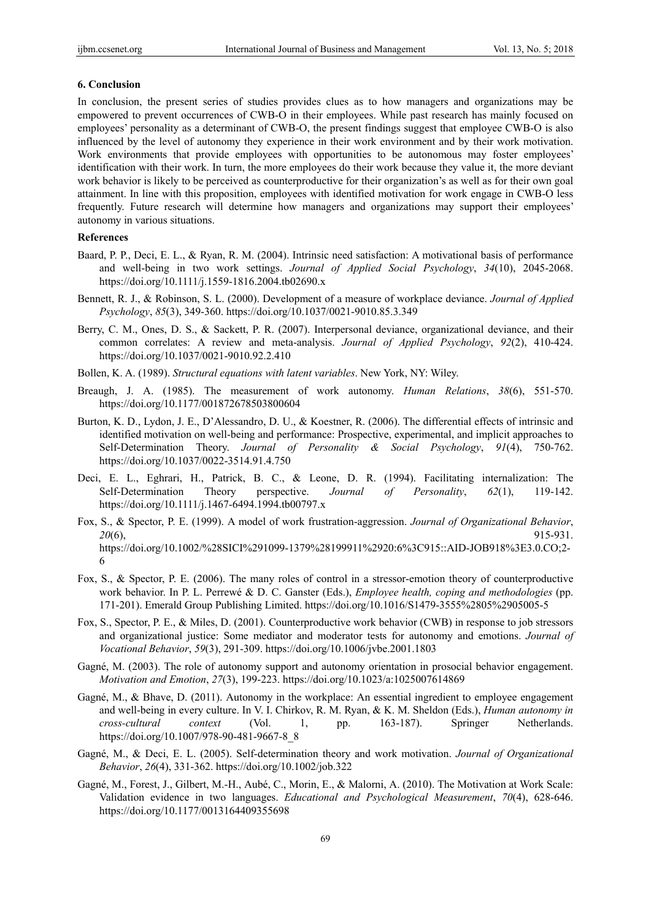## 6. Conclusion

In conclusion, the present series of studies provides clues as to how managers and organizations may be empowered to prevent occurrences of CWB-O in their employees. While past research has mainly focused on employees' personality as a determinant of CWB-O, the present findings suggest that employee CWB-O is also influenced by the level of autonomy they experience in their work environment and by their work motivation. Work environments that provide employees with opportunities to be autonomous may foster employees' identification with their work. In turn, the more employees do their work because they value it, the more deviant work behavior is likely to be perceived as counterproductive for their organization's as well as for their own goal attainment. In line with this proposition, employees with identified motivation for work engage in CWB-O less frequently. Future research will determine how managers and organizations may support their employees' autonomy in various situations.

## References

Baard, P. P., Deci, E. L., & Ryan, R. M. (2004). Intrinsic need satisfaction: A motivational basis of performance and well-being in two work settings. *Journal of Applied Social Psychology*, *34*(10), 2045-2068. https://doi.org/10.1111/j.1559-1816.2004.tb02690.x

Bennett, R. J., & Robinson, S. L. (2000). Development of a measure of workplace deviance. *Journal of Applied Psychology*, *85*(3), 349-360. https://doi.org/10.1037/0021-9010.85.3.349

Berry, C. M., Ones, D. S., & Sackett, P. R. (2007). Interpersonal deviance, organizational deviance, and their common correlates: A review and meta-analysis. *Journal of Applied Psychology*, *92*(2), 410-424. https://doi.org/10.1037/0021-9010.92.2.410

Bollen, K. A. (1989). *Structural equations with latent variables*. New York, NY: Wiley.

Breaugh, J. A. (1985). The measurement of work autonomy. *Human Relations*, *38*(6), 551-570. https://doi.org/10.1177/001872678503800604

Burton, K. D., Lydon, J. E., D'Alessandro, D. U., & Koestner, R. (2006). The differential effects of intrinsic and identified motivation on well-being and performance: Prospective, experimental, and implicit approaches to Self-Determination Theory. *Journal of Personality & Social Psychology*, *91*(4), 750-762. https://doi.org/10.1037/0022-3514.91.4.750

Deci, E. L., Eghrari, H., Patrick, B. C., & Leone, D. R. (1994). Facilitating internalization: The Self-Determination Theory perspective. *Journal of Personality*, *62*(1), 119-142. https://doi.org/10.1111/j.1467-6494.1994.tb00797.x

Fox, S., & Spector, P. E. (1999). A model of work frustration-aggression. *Journal of Organizational Behavior*, *20*(6), 915-931. https://doi.org/10.1002/%28SICI%291099-1379%28199911%2920:6%3C915::AID-JOB918%3E3.0.CO;2-6

Fox, S., & Spector, P. E. (2006). The many roles of control in a stressor-emotion theory of counterproductive work behavior. In P. L. Perrewé & D. C. Ganster (Eds.), *Employee health, coping and methodologies* (pp. 171-201). Emerald Group Publishing Limited. https://doi.org/10.1016/S1479-3555%2805%2905005-5

Fox, S., Spector, P. E., & Miles, D. (2001). Counterproductive work behavior (CWB) in response to job stressors and organizational justice: Some mediator and moderator tests for autonomy and emotions. *Journal of Vocational Behavior*, *59*(3), 291-309. https://doi.org/10.1006/jvbe.2001.1803

Gagné, M. (2003). The role of autonomy support and autonomy orientation in prosocial behavior engagement. *Motivation and Emotion*, *27*(3), 199-223. https://doi.org/10.1023/a:1025007614869

Gagné, M., & Bhave, D. (2011). Autonomy in the workplace: An essential ingredient to employee engagement and well-being in every culture. In V. I. Chirkov, R. M. Ryan, & K. M. Sheldon (Eds.), *Human autonomy in cross-cultural context* (Vol. 1, pp. 163-187). Springer Netherlands. https://doi.org/10.1007/978-90-481-9667-8_8

Gagné, M., & Deci, E. L. (2005). Self-determination theory and work motivation. *Journal of Organizational Behavior*, *26*(4), 331-362. https://doi.org/10.1002/job.322

Gagné, M., Forest, J., Gilbert, M.-H., Aubé, C., Morin, E., & Malorni, A. (2010). The Motivation at Work Scale: Validation evidence in two languages. *Educational and Psychological Measurement*, *70*(4), 628-646. https://doi.org/10.1177/0013164409355698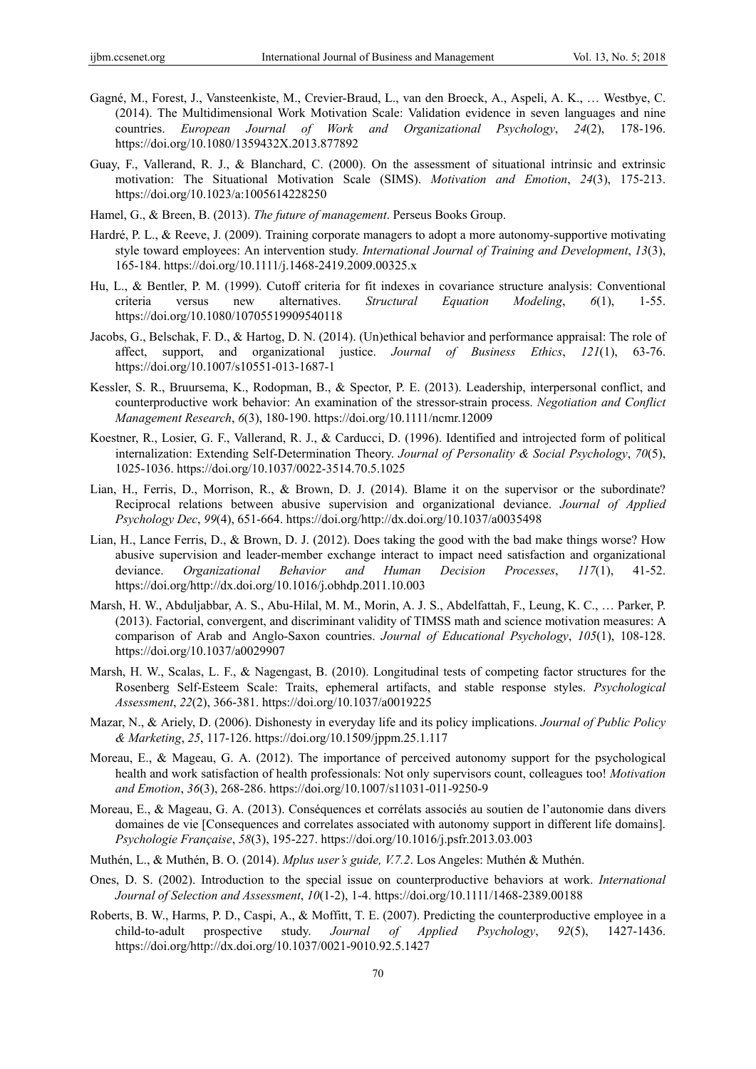Gagné, M., Forest, J., Vansteenkiste, M., Crevier-Braud, L., van den Broeck, A., Aspeli, A. K., … Westbye, C. (2014). The Multidimensional Work Motivation Scale: Validation evidence in seven languages and nine countries. *European Journal of Work and Organizational Psychology*, *24*(2), 178-196. https://doi.org/10.1080/1359432X.2013.877892

Guay, F., Vallerand, R. J., & Blanchard, C. (2000). On the assessment of situational intrinsic and extrinsic motivation: The Situational Motivation Scale (SIMS). *Motivation and Emotion*, *24*(3), 175-213. https://doi.org/10.1023/a:1005614228250

Hamel, G., & Breen, B. (2013). *The future of management*. Perseus Books Group.

Hardré, P. L., & Reeve, J. (2009). Training corporate managers to adopt a more autonomy-supportive motivating style toward employees: An intervention study. *International Journal of Training and Development*, *13*(3), 165-184. https://doi.org/10.1111/j.1468-2419.2009.00325.x

Hu, L., & Bentler, P. M. (1999). Cutoff criteria for fit indexes in covariance structure analysis: Conventional criteria versus new alternatives. *Structural Equation Modeling*, *6*(1), 1-55. https://doi.org/10.1080/10705519909540118

Jacobs, G., Belschak, F. D., & Hartog, D. N. (2014). (Un)ethical behavior and performance appraisal: The role of affect, support, and organizational justice. *Journal of Business Ethics*, *121*(1), 63-76. https://doi.org/10.1007/s10551-013-1687-1

Kessler, S. R., Bruursema, K., Rodopman, B., & Spector, P. E. (2013). Leadership, interpersonal conflict, and counterproductive work behavior: An examination of the stressor-strain process. *Negotiation and Conflict Management Research*, *6*(3), 180-190. https://doi.org/10.1111/ncmr.12009

Koestner, R., Losier, G. F., Vallerand, R. J., & Carducci, D. (1996). Identified and introjected form of political internalization: Extending Self-Determination Theory. *Journal of Personality & Social Psychology*, *70*(5), 1025-1036. https://doi.org/10.1037/0022-3514.70.5.1025

Lian, H., Ferris, D., Morrison, R., & Brown, D. J. (2014). Blame it on the supervisor or the subordinate? Reciprocal relations between abusive supervision and organizational deviance. *Journal of Applied Psychology Dec*, *99*(4), 651-664. https://doi.org/http://dx.doi.org/10.1037/a0035498

Lian, H., Lance Ferris, D., & Brown, D. J. (2012). Does taking the good with the bad make things worse? How abusive supervision and leader-member exchange interact to impact need satisfaction and organizational deviance. *Organizational Behavior and Human Decision Processes*, *117*(1), 41-52. https://doi.org/http://dx.doi.org/10.1016/j.obhdp.2011.10.003

Marsh, H. W., Abduljabbar, A. S., Abu-Hilal, M. M., Morin, A. J. S., Abdelfattah, F., Leung, K. C., … Parker, P. (2013). Factorial, convergent, and discriminant validity of TIMSS math and science motivation measures: A comparison of Arab and Anglo-Saxon countries. *Journal of Educational Psychology*, *105*(1), 108-128. https://doi.org/10.1037/a0029907

Marsh, H. W., Scalas, L. F., & Nagengast, B. (2010). Longitudinal tests of competing factor structures for the Rosenberg Self-Esteem Scale: Traits, ephemeral artifacts, and stable response styles. *Psychological Assessment*, *22*(2), 366-381. https://doi.org/10.1037/a0019225

Mazar, N., & Ariely, D. (2006). Dishonesty in everyday life and its policy implications. *Journal of Public Policy & Marketing*, *25*, 117-126. https://doi.org/10.1509/jppm.25.1.117

Moreau, E., & Mageau, G. A. (2012). The importance of perceived autonomy support for the psychological health and work satisfaction of health professionals: Not only supervisors count, colleagues too! *Motivation and Emotion*, *36*(3), 268-286. https://doi.org/10.1007/s11031-011-9250-9

Moreau, E., & Mageau, G. A. (2013). Conséquences et corrélats associés au soutien de l'autonomie dans divers domaines de vie [Consequences and correlates associated with autonomy support in different life domains]. *Psychologie Française*, *58*(3), 195-227. https://doi.org/10.1016/j.psfr.2013.03.003

Muthén, L., & Muthén, B. O. (2014). *Mplus user's guide, V.7.2*. Los Angeles: Muthén & Muthén.

Ones, D. S. (2002). Introduction to the special issue on counterproductive behaviors at work. *International Journal of Selection and Assessment*, *10*(1-2), 1-4. https://doi.org/10.1111/1468-2389.00188

Roberts, B. W., Harms, P. D., Caspi, A., & Moffitt, T. E. (2007). Predicting the counterproductive employee in a child-to-adult prospective study. *Journal of Applied Psychology*, *92*(5), 1427-1436. https://doi.org/http://dx.doi.org/10.1037/0021-9010.92.5.1427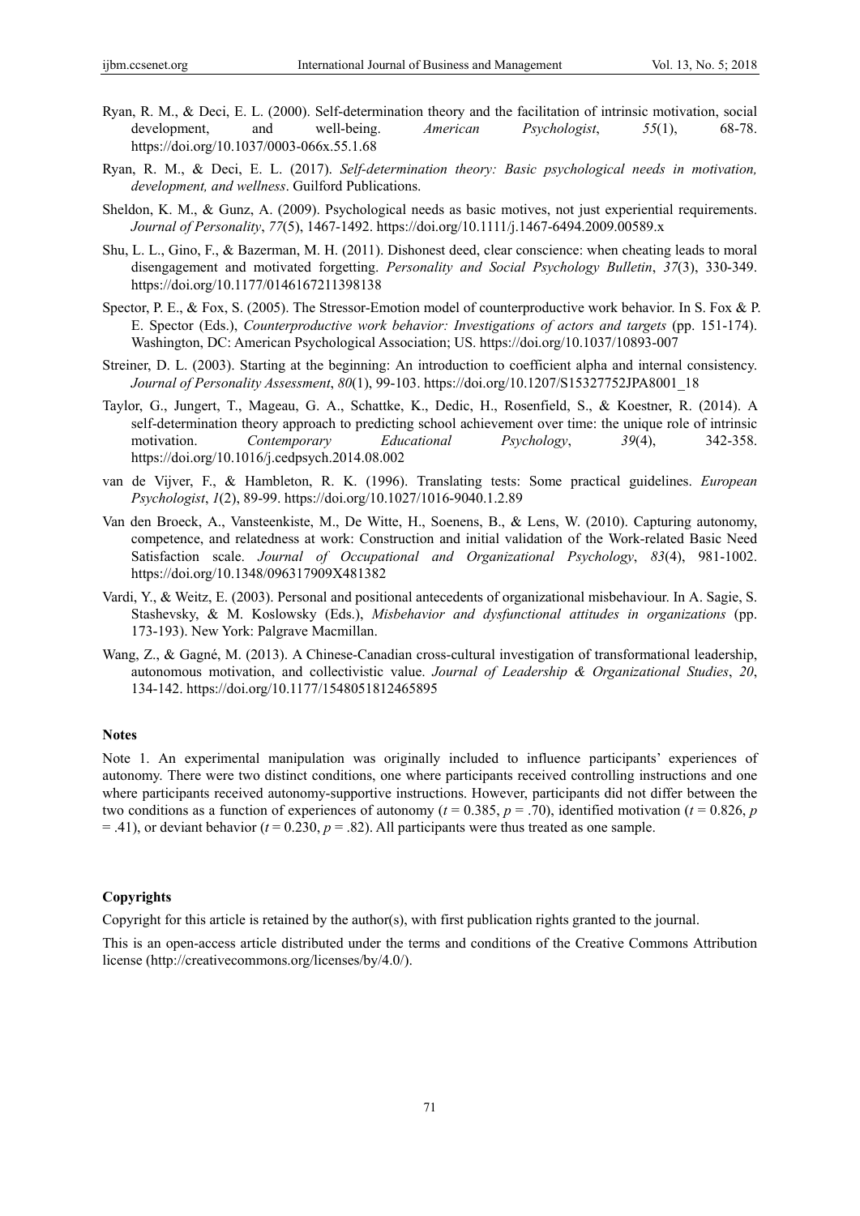Ryan, R. M., & Deci, E. L. (2000). Self-determination theory and the facilitation of intrinsic motivation, social development, and well-being. *American Psychologist*, *55*(1), 68-78. https://doi.org/10.1037/0003-066x.55.1.68

Ryan, R. M., & Deci, E. L. (2017). *Self-determination theory: Basic psychological needs in motivation, development, and wellness*. Guilford Publications.

Sheldon, K. M., & Gunz, A. (2009). Psychological needs as basic motives, not just experiential requirements. *Journal of Personality*, *77*(5), 1467-1492. https://doi.org/10.1111/j.1467-6494.2009.00589.x

Shu, L. L., Gino, F., & Bazerman, M. H. (2011). Dishonest deed, clear conscience: when cheating leads to moral disengagement and motivated forgetting. *Personality and Social Psychology Bulletin*, *37*(3), 330-349. https://doi.org/10.1177/0146167211398138

Spector, P. E., & Fox, S. (2005). The Stressor-Emotion model of counterproductive work behavior. In S. Fox & P. E. Spector (Eds.), *Counterproductive work behavior: Investigations of actors and targets* (pp. 151-174). Washington, DC: American Psychological Association; US. https://doi.org/10.1037/10893-007

Streiner, D. L. (2003). Starting at the beginning: An introduction to coefficient alpha and internal consistency. *Journal of Personality Assessment*, *80*(1), 99-103. https://doi.org/10.1207/S15327752JPA8001_18

Taylor, G., Jungert, T., Mageau, G. A., Schattke, K., Dedic, H., Rosenfield, S., & Koestner, R. (2014). A self-determination theory approach to predicting school achievement over time: the unique role of intrinsic motivation. *Contemporary Educational Psychology*, *39*(4), 342-358. https://doi.org/10.1016/j.cedpsych.2014.08.002

van de Vijver, F., & Hambleton, R. K. (1996). Translating tests: Some practical guidelines. *European Psychologist*, *1*(2), 89-99. https://doi.org/10.1027/1016-9040.1.2.89

Van den Broeck, A., Vansteenkiste, M., De Witte, H., Soenens, B., & Lens, W. (2010). Capturing autonomy, competence, and relatedness at work: Construction and initial validation of the Work-related Basic Need Satisfaction scale. *Journal of Occupational and Organizational Psychology*, *83*(4), 981-1002. https://doi.org/10.1348/096317909X481382

Vardi, Y., & Weitz, E. (2003). Personal and positional antecedents of organizational misbehaviour. In A. Sagie, S. Stashevsky, & M. Koslowsky (Eds.), *Misbehavior and dysfunctional attitudes in organizations* (pp. 173-193). New York: Palgrave Macmillan.

Wang, Z., & Gagné, M. (2013). A Chinese-Canadian cross-cultural investigation of transformational leadership, autonomous motivation, and collectivistic value. *Journal of Leadership & Organizational Studies*, *20*, 134-142. https://doi.org/10.1177/1548051812465895

## Notes

Note 1. An experimental manipulation was originally included to influence participants' experiences of autonomy. There were two distinct conditions, one where participants received controlling instructions and one where participants received autonomy-supportive instructions. However, participants did not differ between the two conditions as a function of experiences of autonomy ($t = 0.385$, $p = .70$), identified motivation ($t = 0.826$, $p = .41$), or deviant behavior ($t = 0.230$, $p = .82$). All participants were thus treated as one sample.

## Copyrights

Copyright for this article is retained by the author(s), with first publication rights granted to the journal.

This is an open-access article distributed under the terms and conditions of the Creative Commons Attribution license (http://creativecommons.org/licenses/by/4.0/).